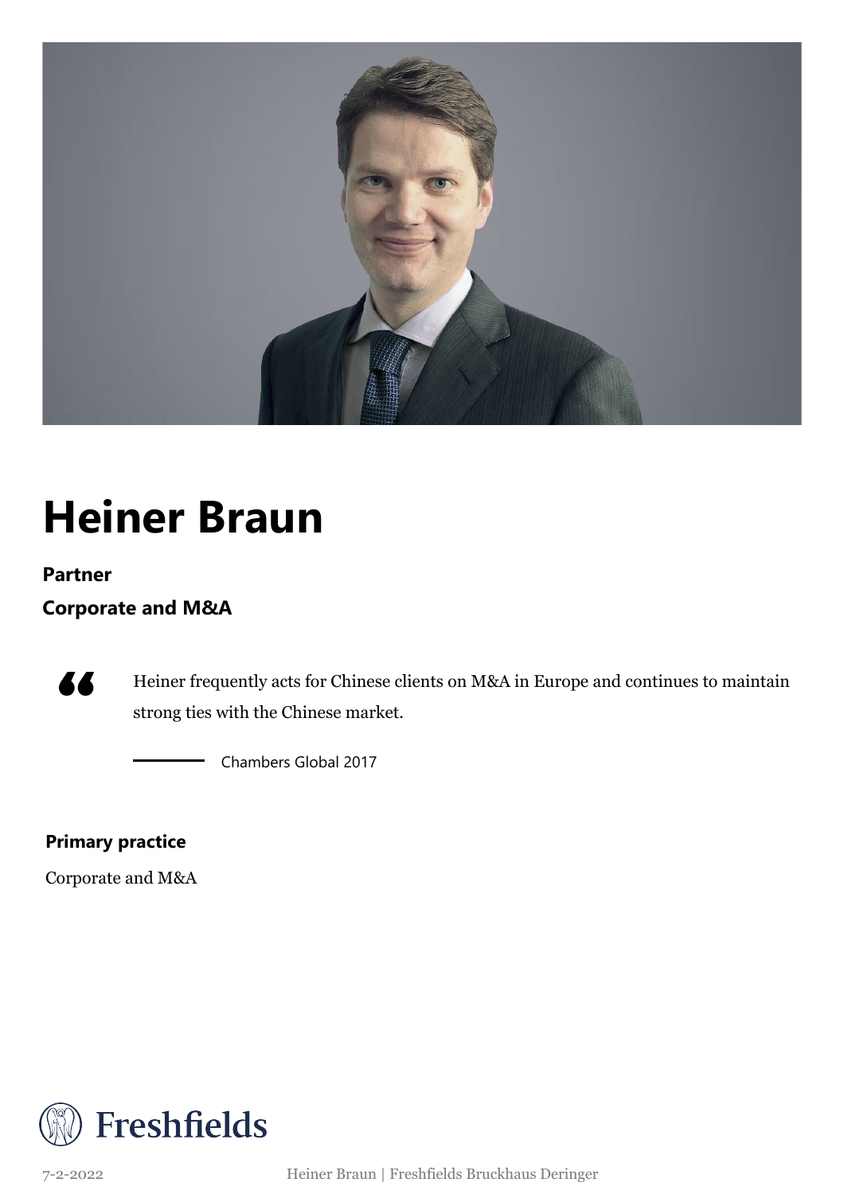# Heiner Braun

**Partner**

**Corporate and M&A**

> Heiner frequently acts for Chinese clients on M&A in Europe and continues to maintain strong ties with the Chinese market.
>
> — Chambers Global 2017

**Primary practice**

Corporate and M&A

Freshfields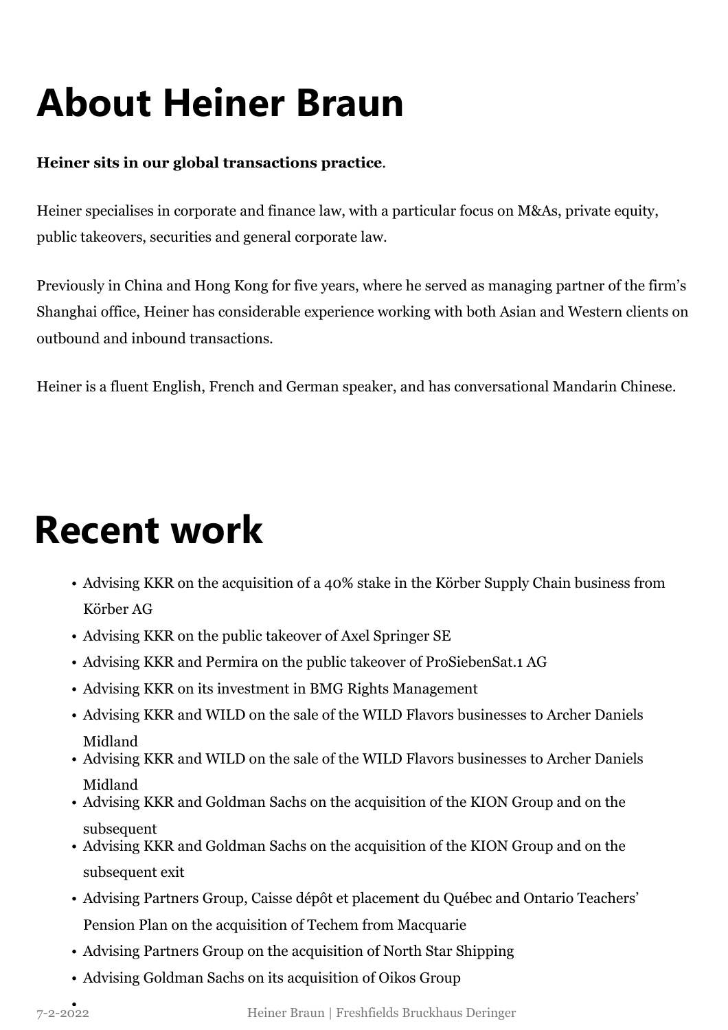# About Heiner Braun

**Heiner sits in our global transactions practice**.

Heiner specialises in corporate and finance law, with a particular focus on M&As, private equity, public takeovers, securities and general corporate law.

Previously in China and Hong Kong for five years, where he served as managing partner of the firm's Shanghai office, Heiner has considerable experience working with both Asian and Western clients on outbound and inbound transactions.

Heiner is a fluent English, French and German speaker, and has conversational Mandarin Chinese.

# Recent work

- Advising KKR on the acquisition of a 40% stake in the Körber Supply Chain business from Körber AG
- Advising KKR on the public takeover of Axel Springer SE
- Advising KKR and Permira on the public takeover of ProSiebenSat.1 AG
- Advising KKR on its investment in BMG Rights Management
- Advising KKR and WILD on the sale of the WILD Flavors businesses to Archer Daniels Midland
- Advising KKR and WILD on the sale of the WILD Flavors businesses to Archer Daniels Midland
- Advising KKR and Goldman Sachs on the acquisition of the KION Group and on the subsequent
- Advising KKR and Goldman Sachs on the acquisition of the KION Group and on the subsequent exit
- Advising Partners Group, Caisse dépôt et placement du Québec and Ontario Teachers' Pension Plan on the acquisition of Techem from Macquarie
- Advising Partners Group on the acquisition of North Star Shipping
- Advising Goldman Sachs on its acquisition of Oikos Group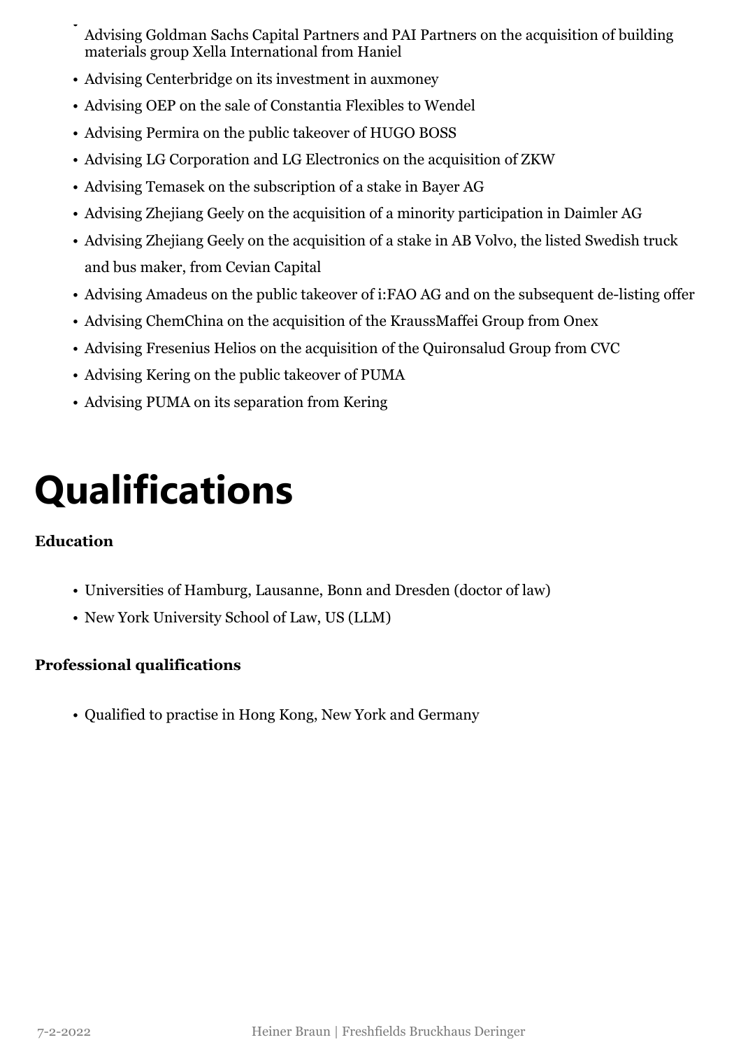- Advising Goldman Sachs Capital Partners and PAI Partners on the acquisition of building materials group Xella International from Haniel
- Advising Centerbridge on its investment in auxmoney
- Advising OEP on the sale of Constantia Flexibles to Wendel
- Advising Permira on the public takeover of HUGO BOSS
- Advising LG Corporation and LG Electronics on the acquisition of ZKW
- Advising Temasek on the subscription of a stake in Bayer AG
- Advising Zhejiang Geely on the acquisition of a minority participation in Daimler AG
- Advising Zhejiang Geely on the acquisition of a stake in AB Volvo, the listed Swedish truck and bus maker, from Cevian Capital
- Advising Amadeus on the public takeover of i:FAO AG and on the subsequent de-listing offer
- Advising ChemChina on the acquisition of the KraussMaffei Group from Onex
- Advising Fresenius Helios on the acquisition of the Quironsalud Group from CVC
- Advising Kering on the public takeover of PUMA
- Advising PUMA on its separation from Kering

# Qualifications

**Education**

- Universities of Hamburg, Lausanne, Bonn and Dresden (doctor of law)
- New York University School of Law, US (LLM)

**Professional qualifications**

- Qualified to practise in Hong Kong, New York and Germany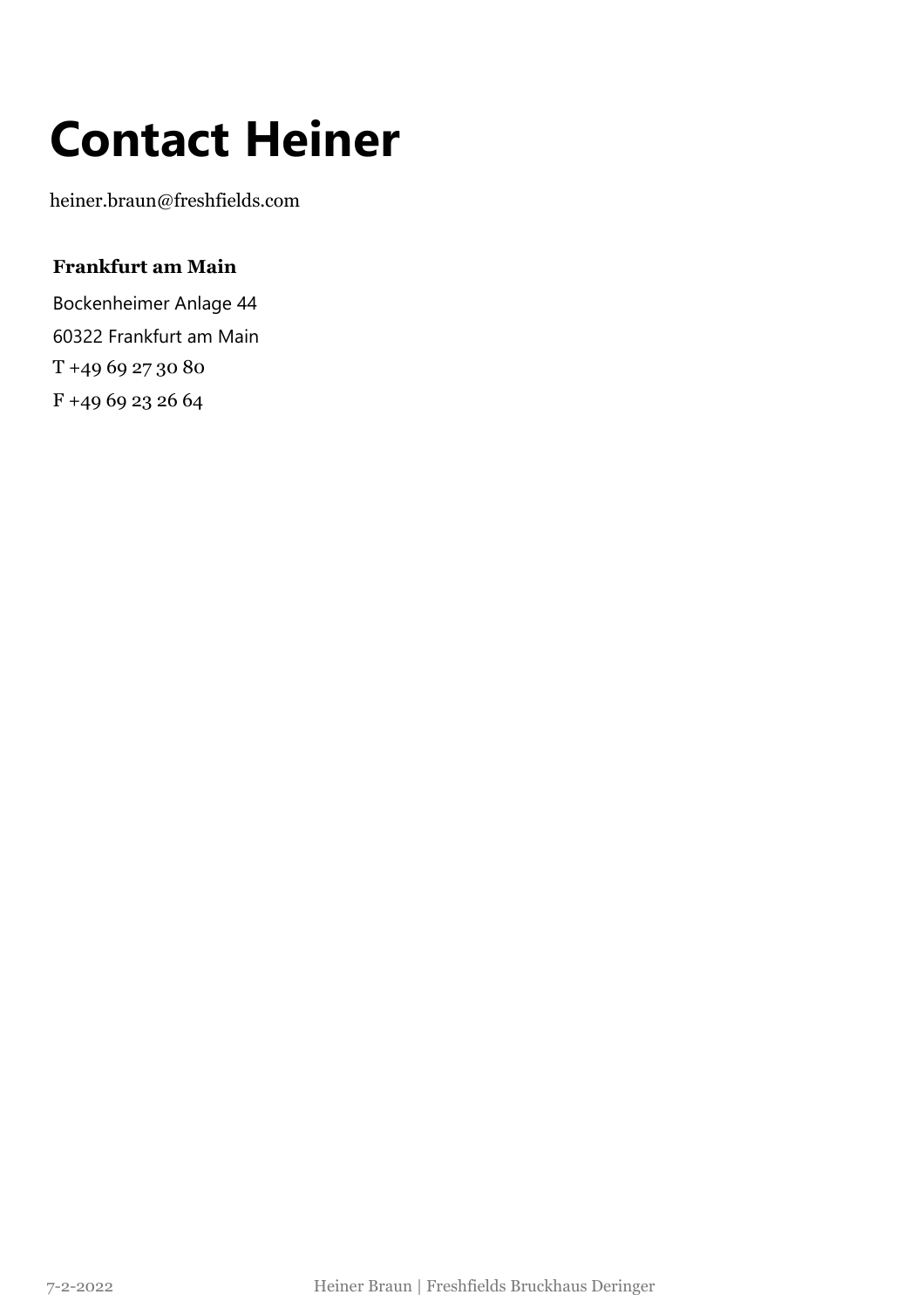# Contact Heiner

heiner.braun@freshfields.com

**Frankfurt am Main**

Bockenheimer Anlage 44

60322 Frankfurt am Main

T +49 69 27 30 80

F +49 69 23 26 64